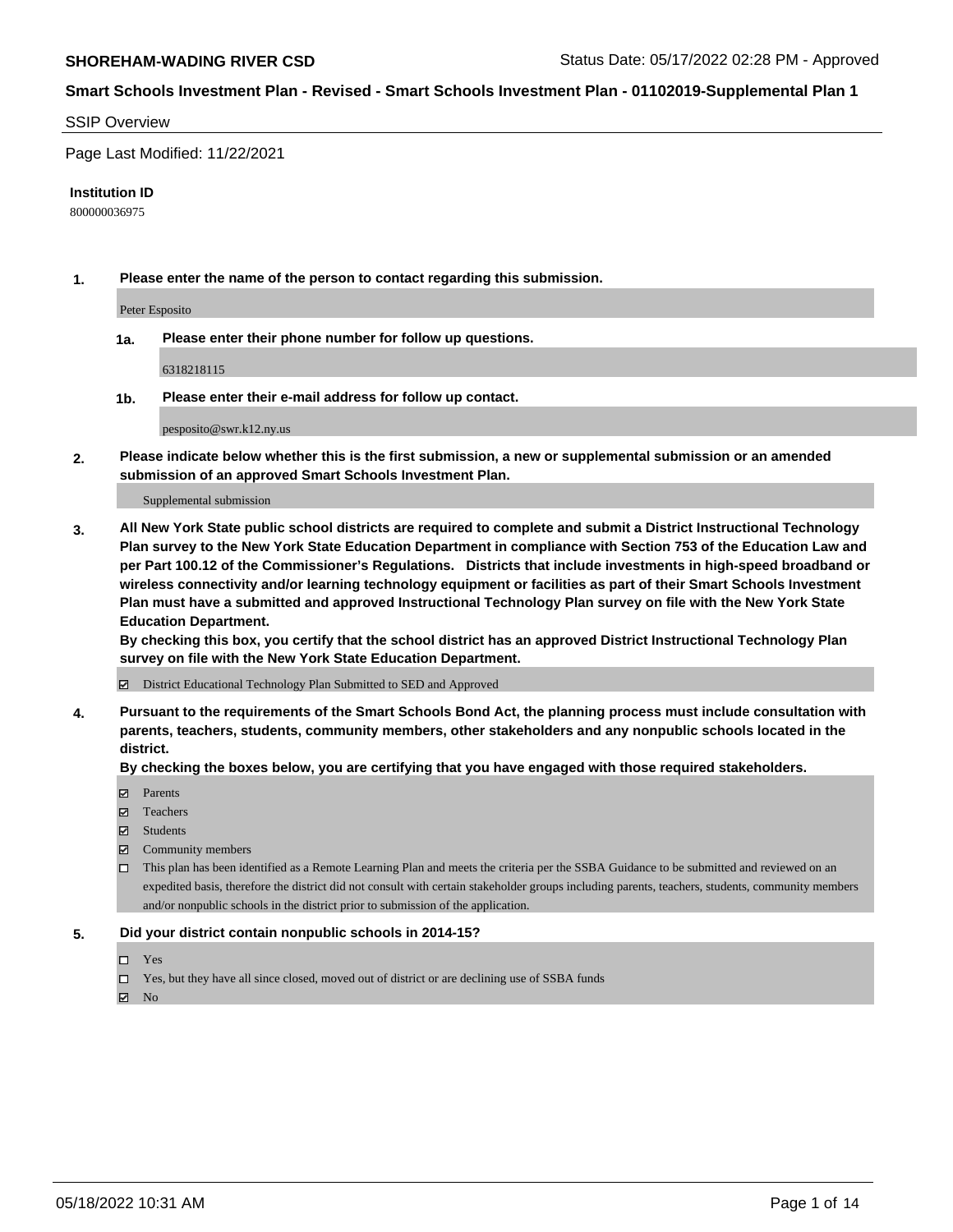**SHOREHAM-WADING RIVER CSD** Status Date: 05/17/2022 02:28 PM - Approved

## Smart Schools Investment Plan - Revised - Smart Schools Investment Plan - 01102019-Supplemental Plan 1

SSIP Overview

Page Last Modified: 11/22/2021

**Institution ID**

800000036975

**1. Please enter the name of the person to contact regarding this submission.**

Peter Esposito

**1a. Please enter their phone number for follow up questions.**

6318218115

**1b. Please enter their e-mail address for follow up contact.**

pesposito@swr.k12.ny.us

**2. Please indicate below whether this is the first submission, a new or supplemental submission or an amended submission of an approved Smart Schools Investment Plan.**

Supplemental submission

**3. All New York State public school districts are required to complete and submit a District Instructional Technology Plan survey to the New York State Education Department in compliance with Section 753 of the Education Law and per Part 100.12 of the Commissioner's Regulations. Districts that include investments in high-speed broadband or wireless connectivity and/or learning technology equipment or facilities as part of their Smart Schools Investment Plan must have a submitted and approved Instructional Technology Plan survey on file with the New York State Education Department.**
**By checking this box, you certify that the school district has an approved District Instructional Technology Plan survey on file with the New York State Education Department.**

- [x] District Educational Technology Plan Submitted to SED and Approved

**4. Pursuant to the requirements of the Smart Schools Bond Act, the planning process must include consultation with parents, teachers, students, community members, other stakeholders and any nonpublic schools located in the district.**
**By checking the boxes below, you are certifying that you have engaged with those required stakeholders.**

- [x] Parents
- [x] Teachers
- [x] Students
- [x] Community members
- [ ] This plan has been identified as a Remote Learning Plan and meets the criteria per the SSBA Guidance to be submitted and reviewed on an expedited basis, therefore the district did not consult with certain stakeholder groups including parents, teachers, students, community members and/or nonpublic schools in the district prior to submission of the application.

**5. Did your district contain nonpublic schools in 2014-15?**

- [ ] Yes
- [ ] Yes, but they have all since closed, moved out of district or are declining use of SSBA funds
- [x] No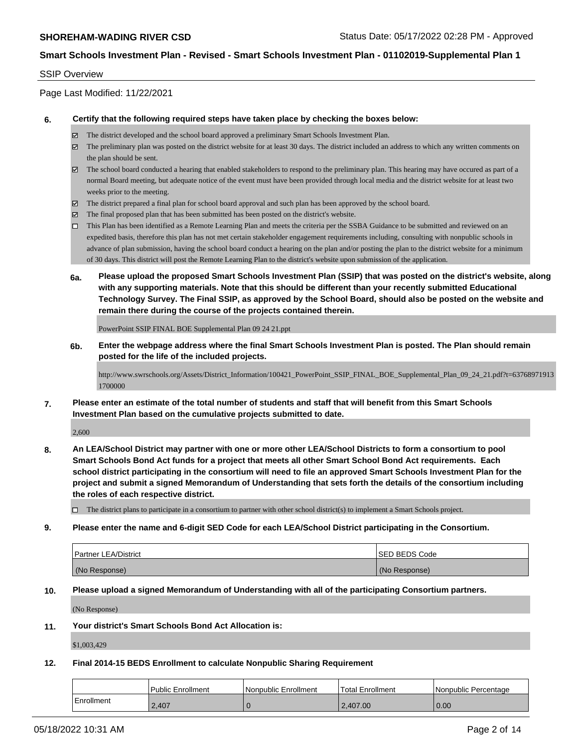SSIP Overview

Page Last Modified: 11/22/2021

**6. Certify that the following required steps have taken place by checking the boxes below:**

- ☑ The district developed and the school board approved a preliminary Smart Schools Investment Plan.
- ☑ The preliminary plan was posted on the district website for at least 30 days. The district included an address to which any written comments on the plan should be sent.
- ☑ The school board conducted a hearing that enabled stakeholders to respond to the preliminary plan. This hearing may have occured as part of a normal Board meeting, but adequate notice of the event must have been provided through local media and the district website for at least two weeks prior to the meeting.
- ☑ The district prepared a final plan for school board approval and such plan has been approved by the school board.
- ☑ The final proposed plan that has been submitted has been posted on the district's website.
- ☐ This Plan has been identified as a Remote Learning Plan and meets the criteria per the SSBA Guidance to be submitted and reviewed on an expedited basis, therefore this plan has not met certain stakeholder engagement requirements including, consulting with nonpublic schools in advance of plan submission, having the school board conduct a hearing on the plan and/or posting the plan to the district website for a minimum of 30 days. This district will post the Remote Learning Plan to the district's website upon submission of the application.

**6a. Please upload the proposed Smart Schools Investment Plan (SSIP) that was posted on the district's website, along with any supporting materials. Note that this should be different than your recently submitted Educational Technology Survey. The Final SSIP, as approved by the School Board, should also be posted on the website and remain there during the course of the projects contained therein.**

PowerPoint SSIP FINAL BOE Supplemental Plan 09 24 21.ppt

**6b. Enter the webpage address where the final Smart Schools Investment Plan is posted. The Plan should remain posted for the life of the included projects.**

http://www.swrschools.org/Assets/District_Information/100421_PowerPoint_SSIP_FINAL_BOE_Supplemental_Plan_09_24_21.pdf?t=637689719131700000

**7. Please enter an estimate of the total number of students and staff that will benefit from this Smart Schools Investment Plan based on the cumulative projects submitted to date.**

2,600

**8. An LEA/School District may partner with one or more other LEA/School Districts to form a consortium to pool Smart Schools Bond Act funds for a project that meets all other Smart School Bond Act requirements. Each school district participating in the consortium will need to file an approved Smart Schools Investment Plan for the project and submit a signed Memorandum of Understanding that sets forth the details of the consortium including the roles of each respective district.**

- ☐ The district plans to participate in a consortium to partner with other school district(s) to implement a Smart Schools project.

**9. Please enter the name and 6-digit SED Code for each LEA/School District participating in the Consortium.**

| Partner LEA/District | SED BEDS Code |
|---|---|
| (No Response) | (No Response) |

**10. Please upload a signed Memorandum of Understanding with all of the participating Consortium partners.**

(No Response)

**11. Your district's Smart Schools Bond Act Allocation is:**

$1,003,429

**12. Final 2014-15 BEDS Enrollment to calculate Nonpublic Sharing Requirement**

| | Public Enrollment | Nonpublic Enrollment | Total Enrollment | Nonpublic Percentage |
|---|---|---|---|---|
| Enrollment | 2,407 | 0 | 2,407.00 | 0.00 |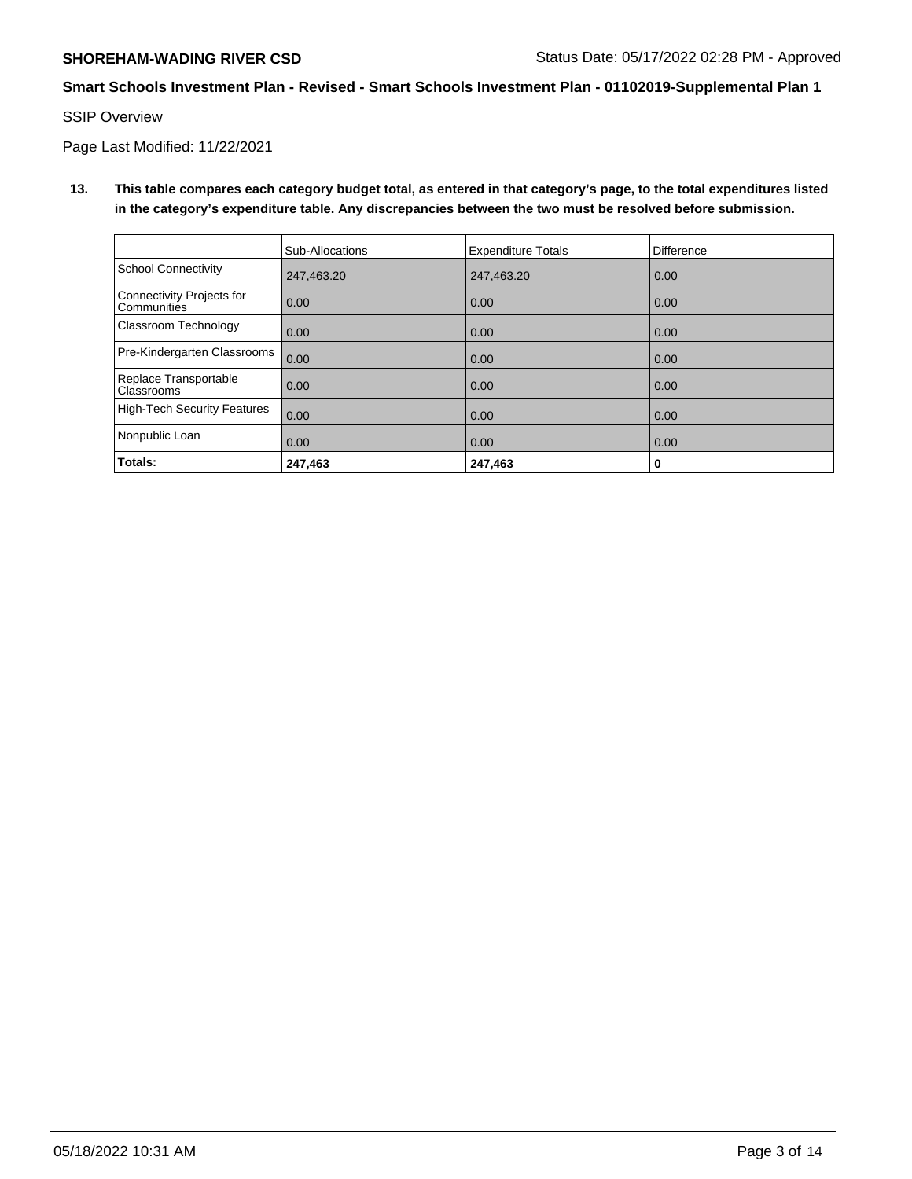**SHOREHAM-WADING RIVER CSD** Status Date: 05/17/2022 02:28 PM - Approved

**Smart Schools Investment Plan - Revised - Smart Schools Investment Plan - 01102019-Supplemental Plan 1**

SSIP Overview

Page Last Modified: 11/22/2021

**13. This table compares each category budget total, as entered in that category's page, to the total expenditures listed in the category's expenditure table. Any discrepancies between the two must be resolved before submission.**

| | Sub-Allocations | Expenditure Totals | Difference |
|---|---|---|---|
| School Connectivity | 247,463.20 | 247,463.20 | 0.00 |
| Connectivity Projects for Communities | 0.00 | 0.00 | 0.00 |
| Classroom Technology | 0.00 | 0.00 | 0.00 |
| Pre-Kindergarten Classrooms | 0.00 | 0.00 | 0.00 |
| Replace Transportable Classrooms | 0.00 | 0.00 | 0.00 |
| High-Tech Security Features | 0.00 | 0.00 | 0.00 |
| Nonpublic Loan | 0.00 | 0.00 | 0.00 |
| **Totals:** | **247,463** | **247,463** | **0** |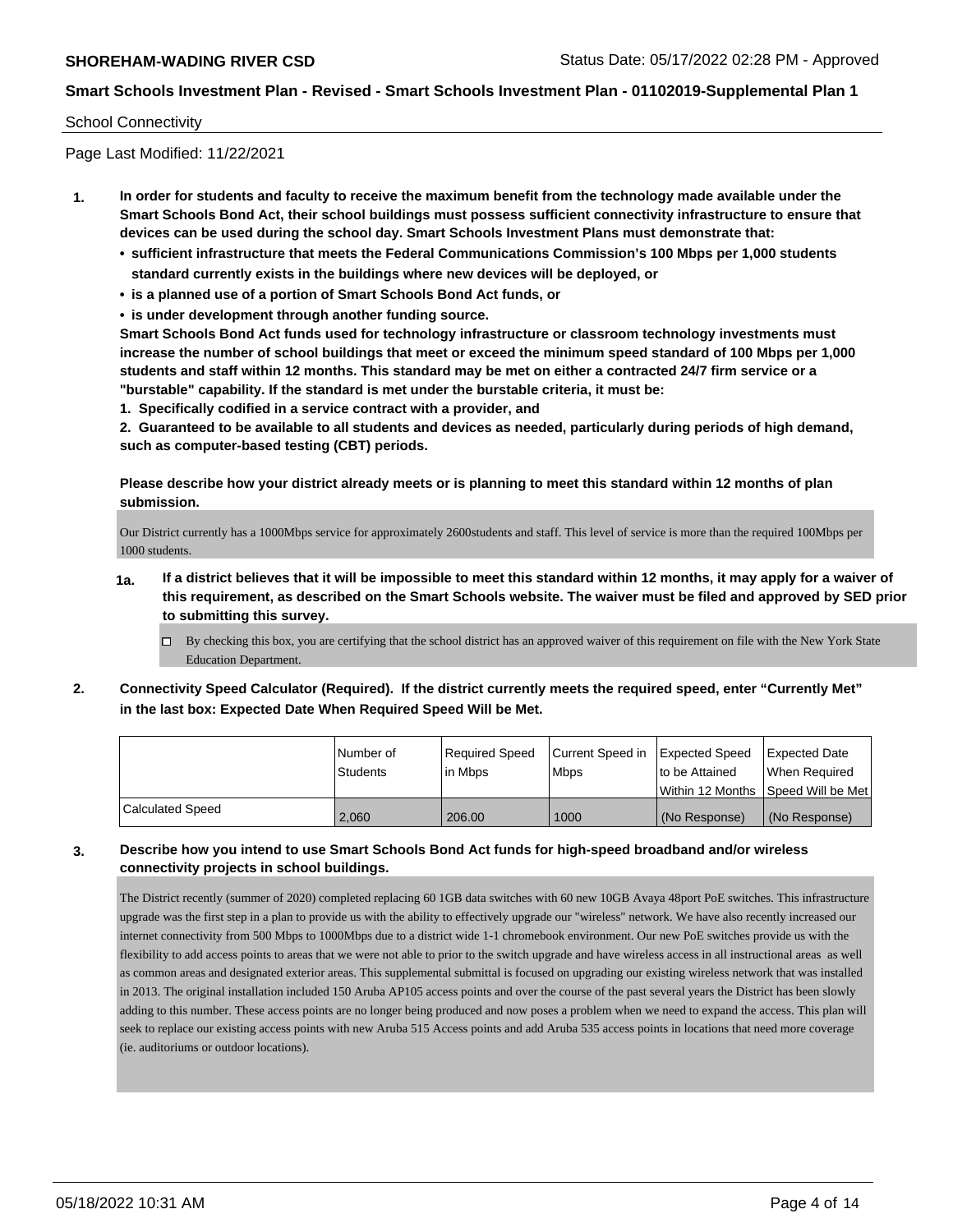School Connectivity

Page Last Modified: 11/22/2021

**1. In order for students and faculty to receive the maximum benefit from the technology made available under the Smart Schools Bond Act, their school buildings must possess sufficient connectivity infrastructure to ensure that devices can be used during the school day. Smart Schools Investment Plans must demonstrate that:**

- **sufficient infrastructure that meets the Federal Communications Commission's 100 Mbps per 1,000 students standard currently exists in the buildings where new devices will be deployed, or**
- **is a planned use of a portion of Smart Schools Bond Act funds, or**
- **is under development through another funding source.**

**Smart Schools Bond Act funds used for technology infrastructure or classroom technology investments must increase the number of school buildings that meet or exceed the minimum speed standard of 100 Mbps per 1,000 students and staff within 12 months. This standard may be met on either a contracted 24/7 firm service or a "burstable" capability. If the standard is met under the burstable criteria, it must be:**

**1. Specifically codified in a service contract with a provider, and**

**2. Guaranteed to be available to all students and devices as needed, particularly during periods of high demand, such as computer-based testing (CBT) periods.**

**Please describe how your district already meets or is planning to meet this standard within 12 months of plan submission.**

Our District currently has a 1000Mbps service for approximately 2600students and staff. This level of service is more than the required 100Mbps per 1000 students.

**1a. If a district believes that it will be impossible to meet this standard within 12 months, it may apply for a waiver of this requirement, as described on the Smart Schools website. The waiver must be filed and approved by SED prior to submitting this survey.**

☐ By checking this box, you are certifying that the school district has an approved waiver of this requirement on file with the New York State Education Department.

**2. Connectivity Speed Calculator (Required). If the district currently meets the required speed, enter "Currently Met" in the last box: Expected Date When Required Speed Will be Met.**

| | Number of Students | Required Speed in Mbps | Current Speed in Mbps | Expected Speed to be Attained Within 12 Months | Expected Date When Required Speed Will be Met |
|---|---|---|---|---|---|
| Calculated Speed | 2,060 | 206.00 | 1000 | (No Response) | (No Response) |

**3. Describe how you intend to use Smart Schools Bond Act funds for high-speed broadband and/or wireless connectivity projects in school buildings.**

The District recently (summer of 2020) completed replacing 60 1GB data switches with 60 new 10GB Avaya 48port PoE switches. This infrastructure upgrade was the first step in a plan to provide us with the ability to effectively upgrade our "wireless" network. We have also recently increased our internet connectivity from 500 Mbps to 1000Mbps due to a district wide 1-1 chromebook environment. Our new PoE switches provide us with the flexibility to add access points to areas that we were not able to prior to the switch upgrade and have wireless access in all instructional areas as well as common areas and designated exterior areas. This supplemental submittal is focused on upgrading our existing wireless network that was installed in 2013. The original installation included 150 Aruba AP105 access points and over the course of the past several years the District has been slowly adding to this number. These access points are no longer being produced and now poses a problem when we need to expand the access. This plan will seek to replace our existing access points with new Aruba 515 Access points and add Aruba 535 access points in locations that need more coverage (ie. auditoriums or outdoor locations).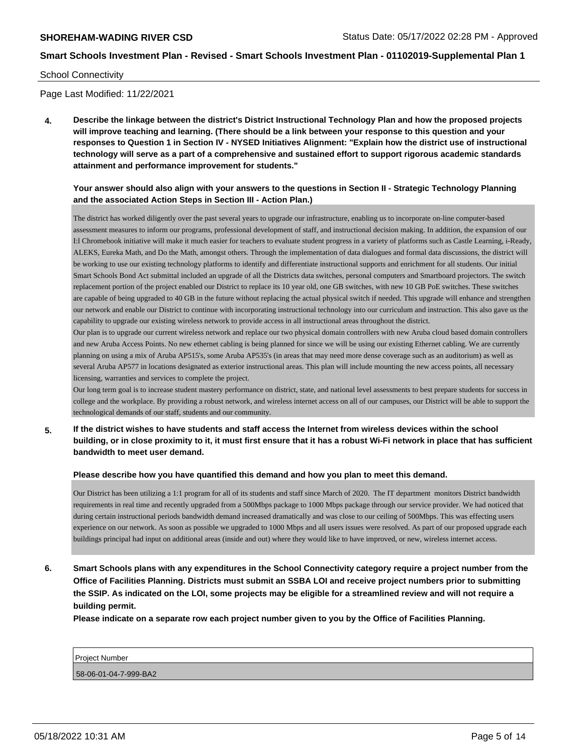School Connectivity

Page Last Modified: 11/22/2021

**4. Describe the linkage between the district's District Instructional Technology Plan and how the proposed projects will improve teaching and learning. (There should be a link between your response to this question and your responses to Question 1 in Section IV - NYSED Initiatives Alignment: "Explain how the district use of instructional technology will serve as a part of a comprehensive and sustained effort to support rigorous academic standards attainment and performance improvement for students."**

**Your answer should also align with your answers to the questions in Section II - Strategic Technology Planning and the associated Action Steps in Section III - Action Plan.)**

The district has worked diligently over the past several years to upgrade our infrastructure, enabling us to incorporate on-line computer-based assessment measures to inform our programs, professional development of staff, and instructional decision making. In addition, the expansion of our I:l Chromebook initiative will make it much easier for teachers to evaluate student progress in a variety of platforms such as Castle Learning, i-Ready, ALEKS, Eureka Math, and Do the Math, amongst others. Through the implementation of data dialogues and formal data discussions, the district will be working to use our existing technology platforms to identify and differentiate instructional supports and enrichment for all students. Our initial Smart Schools Bond Act submittal included an upgrade of all the Districts data switches, personal computers and Smartboard projectors. The switch replacement portion of the project enabled our District to replace its 10 year old, one GB switches, with new 10 GB PoE switches. These switches are capable of being upgraded to 40 GB in the future without replacing the actual physical switch if needed. This upgrade will enhance and strengthen our network and enable our District to continue with incorporating instructional technology into our curriculum and instruction. This also gave us the capability to upgrade our existing wireless network to provide access in all instructional areas throughout the district.

Our plan is to upgrade our current wireless network and replace our two physical domain controllers with new Aruba cloud based domain controllers and new Aruba Access Points. No new ethernet cabling is being planned for since we will be using our existing Ethernet cabling. We are currently planning on using a mix of Aruba AP515's, some Aruba AP535's (in areas that may need more dense coverage such as an auditorium) as well as several Aruba AP577 in locations designated as exterior instructional areas. This plan will include mounting the new access points, all necessary licensing, warranties and services to complete the project.

Our long term goal is to increase student mastery performance on district, state, and national level assessments to best prepare students for success in college and the workplace. By providing a robust network, and wireless internet access on all of our campuses, our District will be able to support the technological demands of our staff, students and our community.

**5. If the district wishes to have students and staff access the Internet from wireless devices within the school building, or in close proximity to it, it must first ensure that it has a robust Wi-Fi network in place that has sufficient bandwidth to meet user demand.**

**Please describe how you have quantified this demand and how you plan to meet this demand.**

Our District has been utilizing a 1:1 program for all of its students and staff since March of 2020. The IT department monitors District bandwidth requirements in real time and recently upgraded from a 500Mbps package to 1000 Mbps package through our service provider. We had noticed that during certain instructional periods bandwidth demand increased dramatically and was close to our ceiling of 500Mbps. This was effecting users experience on our network. As soon as possible we upgraded to 1000 Mbps and all users issues were resolved. As part of our proposed upgrade each buildings principal had input on additional areas (inside and out) where they would like to have improved, or new, wireless internet access.

**6. Smart Schools plans with any expenditures in the School Connectivity category require a project number from the Office of Facilities Planning. Districts must submit an SSBA LOI and receive project numbers prior to submitting the SSIP. As indicated on the LOI, some projects may be eligible for a streamlined review and will not require a building permit.**

**Please indicate on a separate row each project number given to you by the Office of Facilities Planning.**

| Project Number |
|---|
| 58-06-01-04-7-999-BA2 |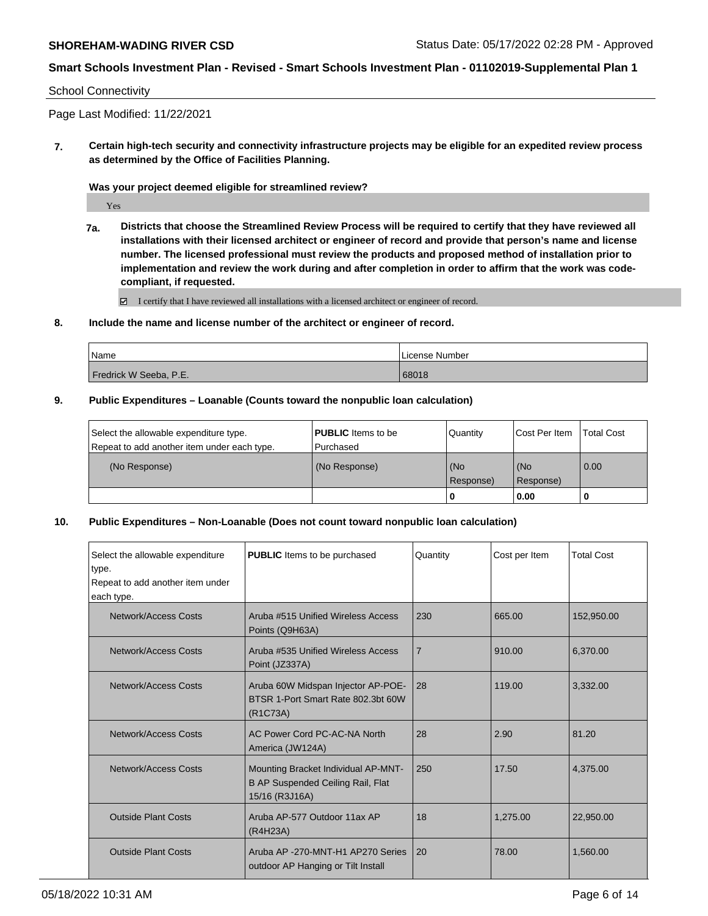School Connectivity

Page Last Modified: 11/22/2021

**7. Certain high-tech security and connectivity infrastructure projects may be eligible for an expedited review process as determined by the Office of Facilities Planning.**

**Was your project deemed eligible for streamlined review?**

Yes

**7a. Districts that choose the Streamlined Review Process will be required to certify that they have reviewed all installations with their licensed architect or engineer of record and provide that person's name and license number. The licensed professional must review the products and proposed method of installation prior to implementation and review the work during and after completion in order to affirm that the work was code-compliant, if requested.**

☑ I certify that I have reviewed all installations with a licensed architect or engineer of record.

**8. Include the name and license number of the architect or engineer of record.**

| Name | License Number |
|---|---|
| Fredrick W Seeba, P.E. | 68018 |

**9. Public Expenditures – Loanable (Counts toward the nonpublic loan calculation)**

| Select the allowable expenditure type. Repeat to add another item under each type. | **PUBLIC** Items to be Purchased | Quantity | Cost Per Item | Total Cost |
|---|---|---|---|---|
| (No Response) | (No Response) | (No Response) | (No Response) | 0.00 |
| | | **0** | **0.00** | **0** |

**10. Public Expenditures – Non-Loanable (Does not count toward nonpublic loan calculation)**

| Select the allowable expenditure type. Repeat to add another item under each type. | **PUBLIC** Items to be purchased | Quantity | Cost per Item | Total Cost |
|---|---|---|---|---|
| Network/Access Costs | Aruba #515 Unified Wireless Access Points (Q9H63A) | 230 | 665.00 | 152,950.00 |
| Network/Access Costs | Aruba #535 Unified Wireless Access Point (JZ337A) | 7 | 910.00 | 6,370.00 |
| Network/Access Costs | Aruba 60W Midspan Injector AP-POE-BTSR 1-Port Smart Rate 802.3bt 60W (R1C73A) | 28 | 119.00 | 3,332.00 |
| Network/Access Costs | AC Power Cord PC-AC-NA North America (JW124A) | 28 | 2.90 | 81.20 |
| Network/Access Costs | Mounting Bracket Individual AP-MNT-B AP Suspended Ceiling Rail, Flat 15/16 (R3J16A) | 250 | 17.50 | 4,375.00 |
| Outside Plant Costs | Aruba AP-577 Outdoor 11ax AP (R4H23A) | 18 | 1,275.00 | 22,950.00 |
| Outside Plant Costs | Aruba AP -270-MNT-H1 AP270 Series outdoor AP Hanging or Tilt Install | 20 | 78.00 | 1,560.00 |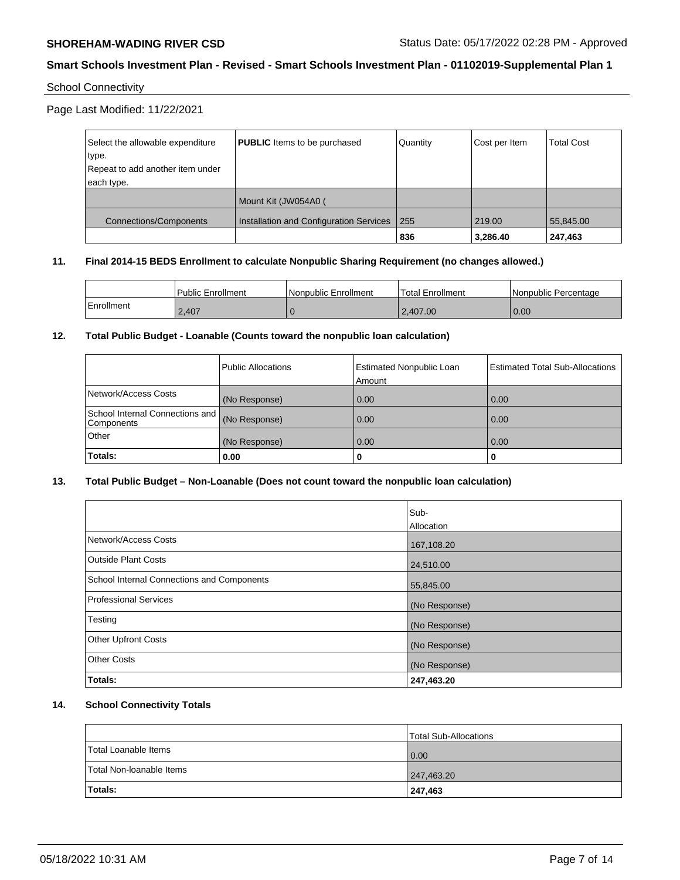School Connectivity

Page Last Modified: 11/22/2021

| Select the allowable expenditure type. Repeat to add another item under each type. | **PUBLIC** Items to be purchased | Quantity | Cost per Item | Total Cost |
|---|---|---|---|---|
| Connections/Components | Mount Kit (JW054A0 ( Installation and Configuration Services | 255 | 219.00 | 55,845.00 |
| | | **836** | **3,286.40** | **247,463** |

## 11. Final 2014-15 BEDS Enrollment to calculate Nonpublic Sharing Requirement (no changes allowed.)

| | Public Enrollment | Nonpublic Enrollment | Total Enrollment | Nonpublic Percentage |
|---|---|---|---|---|
| Enrollment | 2,407 | 0 | 2,407.00 | 0.00 |

## 12. Total Public Budget - Loanable (Counts toward the nonpublic loan calculation)

| | Public Allocations | Estimated Nonpublic Loan Amount | Estimated Total Sub-Allocations |
|---|---|---|---|
| Network/Access Costs | (No Response) | 0.00 | 0.00 |
| School Internal Connections and Components | (No Response) | 0.00 | 0.00 |
| Other | (No Response) | 0.00 | 0.00 |
| **Totals:** | **0.00** | **0** | **0** |

## 13. Total Public Budget – Non-Loanable (Does not count toward the nonpublic loan calculation)

| | Sub-Allocation |
|---|---|
| Network/Access Costs | 167,108.20 |
| Outside Plant Costs | 24,510.00 |
| School Internal Connections and Components | 55,845.00 |
| Professional Services | (No Response) |
| Testing | (No Response) |
| Other Upfront Costs | (No Response) |
| Other Costs | (No Response) |
| **Totals:** | **247,463.20** |

## 14. School Connectivity Totals

| | Total Sub-Allocations |
|---|---|
| Total Loanable Items | 0.00 |
| Total Non-loanable Items | 247,463.20 |
| **Totals:** | **247,463** |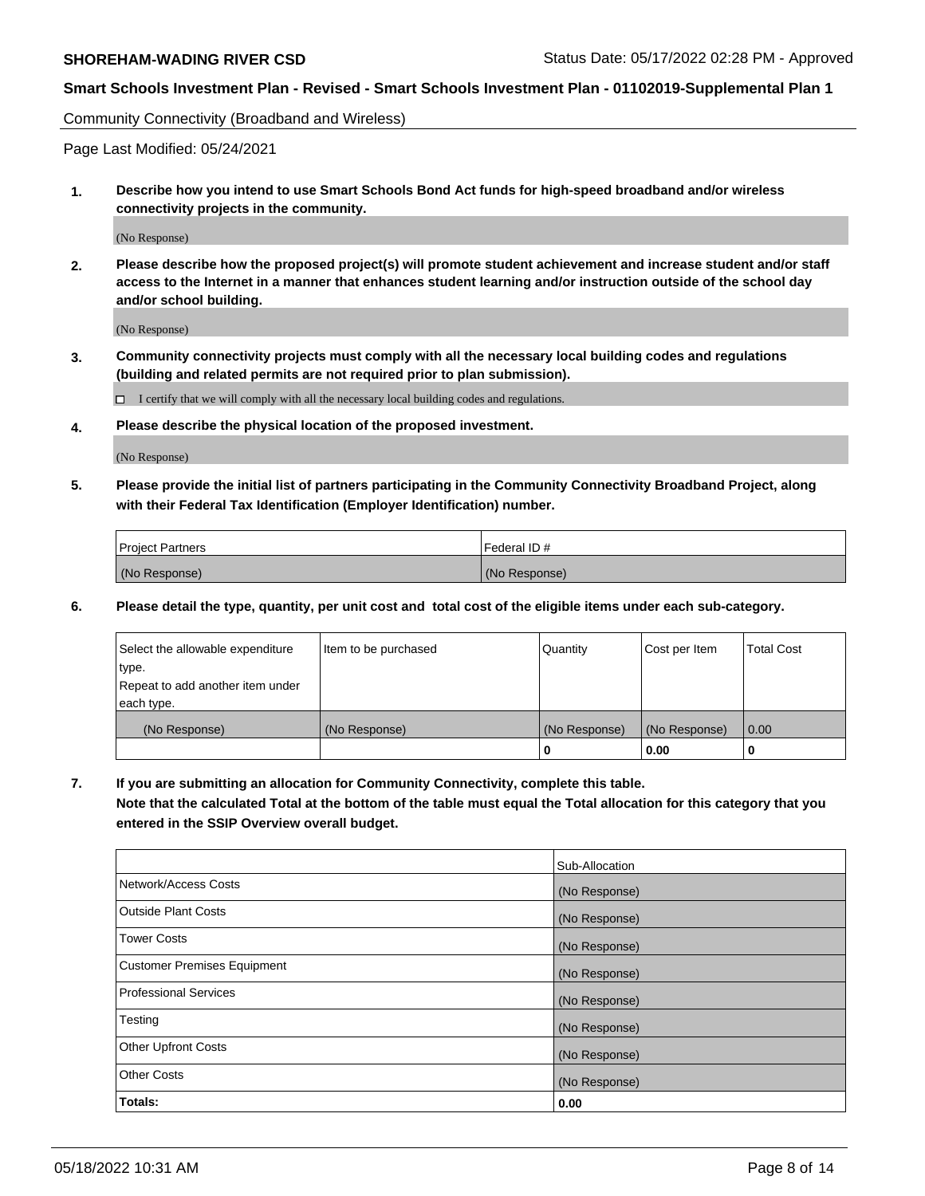Community Connectivity (Broadband and Wireless)

Page Last Modified: 05/24/2021

**1. Describe how you intend to use Smart Schools Bond Act funds for high-speed broadband and/or wireless connectivity projects in the community.**

(No Response)

**2. Please describe how the proposed project(s) will promote student achievement and increase student and/or staff access to the Internet in a manner that enhances student learning and/or instruction outside of the school day and/or school building.**

(No Response)

**3. Community connectivity projects must comply with all the necessary local building codes and regulations (building and related permits are not required prior to plan submission).**

☐ I certify that we will comply with all the necessary local building codes and regulations.

**4. Please describe the physical location of the proposed investment.**

(No Response)

**5. Please provide the initial list of partners participating in the Community Connectivity Broadband Project, along with their Federal Tax Identification (Employer Identification) number.**

| Project Partners | Federal ID # |
|---|---|
| (No Response) | (No Response) |

**6. Please detail the type, quantity, per unit cost and total cost of the eligible items under each sub-category.**

| Select the allowable expenditure type. Repeat to add another item under each type. | Item to be purchased | Quantity | Cost per Item | Total Cost |
|---|---|---|---|---|
| (No Response) | (No Response) | (No Response) | (No Response) | 0.00 |
| | | 0 | 0.00 | 0 |

**7. If you are submitting an allocation for Community Connectivity, complete this table. Note that the calculated Total at the bottom of the table must equal the Total allocation for this category that you entered in the SSIP Overview overall budget.**

| | Sub-Allocation |
|---|---|
| Network/Access Costs | (No Response) |
| Outside Plant Costs | (No Response) |
| Tower Costs | (No Response) |
| Customer Premises Equipment | (No Response) |
| Professional Services | (No Response) |
| Testing | (No Response) |
| Other Upfront Costs | (No Response) |
| Other Costs | (No Response) |
| **Totals:** | **0.00** |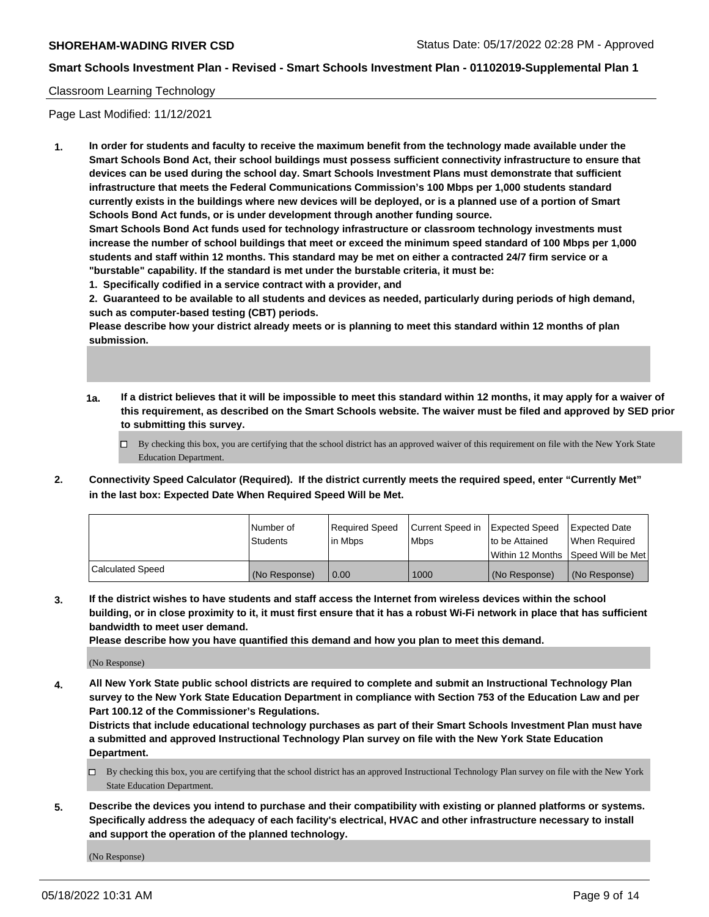Classroom Learning Technology

Page Last Modified: 11/12/2021

1. **In order for students and faculty to receive the maximum benefit from the technology made available under the Smart Schools Bond Act, their school buildings must possess sufficient connectivity infrastructure to ensure that devices can be used during the school day. Smart Schools Investment Plans must demonstrate that sufficient infrastructure that meets the Federal Communications Commission's 100 Mbps per 1,000 students standard currently exists in the buildings where new devices will be deployed, or is a planned use of a portion of Smart Schools Bond Act funds, or is under development through another funding source.**
   **Smart Schools Bond Act funds used for technology infrastructure or classroom technology investments must increase the number of school buildings that meet or exceed the minimum speed standard of 100 Mbps per 1,000 students and staff within 12 months. This standard may be met on either a contracted 24/7 firm service or a "burstable" capability. If the standard is met under the burstable criteria, it must be:**
   **1. Specifically codified in a service contract with a provider, and**
   **2. Guaranteed to be available to all students and devices as needed, particularly during periods of high demand, such as computer-based testing (CBT) periods.**
   **Please describe how your district already meets or is planning to meet this standard within 12 months of plan submission.**

   **1a. If a district believes that it will be impossible to meet this standard within 12 months, it may apply for a waiver of this requirement, as described on the Smart Schools website. The waiver must be filed and approved by SED prior to submitting this survey.**

   ☐ By checking this box, you are certifying that the school district has an approved waiver of this requirement on file with the New York State Education Department.

2. **Connectivity Speed Calculator (Required). If the district currently meets the required speed, enter "Currently Met" in the last box: Expected Date When Required Speed Will be Met.**

| | Number of Students | Required Speed in Mbps | Current Speed in Mbps | Expected Speed to be Attained Within 12 Months | Expected Date When Required Speed Will be Met |
|---|---|---|---|---|---|
| Calculated Speed | (No Response) | 0.00 | 1000 | (No Response) | (No Response) |

3. **If the district wishes to have students and staff access the Internet from wireless devices within the school building, or in close proximity to it, it must first ensure that it has a robust Wi-Fi network in place that has sufficient bandwidth to meet user demand.**
   **Please describe how you have quantified this demand and how you plan to meet this demand.**

   (No Response)

4. **All New York State public school districts are required to complete and submit an Instructional Technology Plan survey to the New York State Education Department in compliance with Section 753 of the Education Law and per Part 100.12 of the Commissioner's Regulations.**
   **Districts that include educational technology purchases as part of their Smart Schools Investment Plan must have a submitted and approved Instructional Technology Plan survey on file with the New York State Education Department.**

   ☐ By checking this box, you are certifying that the school district has an approved Instructional Technology Plan survey on file with the New York State Education Department.

5. **Describe the devices you intend to purchase and their compatibility with existing or planned platforms or systems. Specifically address the adequacy of each facility's electrical, HVAC and other infrastructure necessary to install and support the operation of the planned technology.**

   (No Response)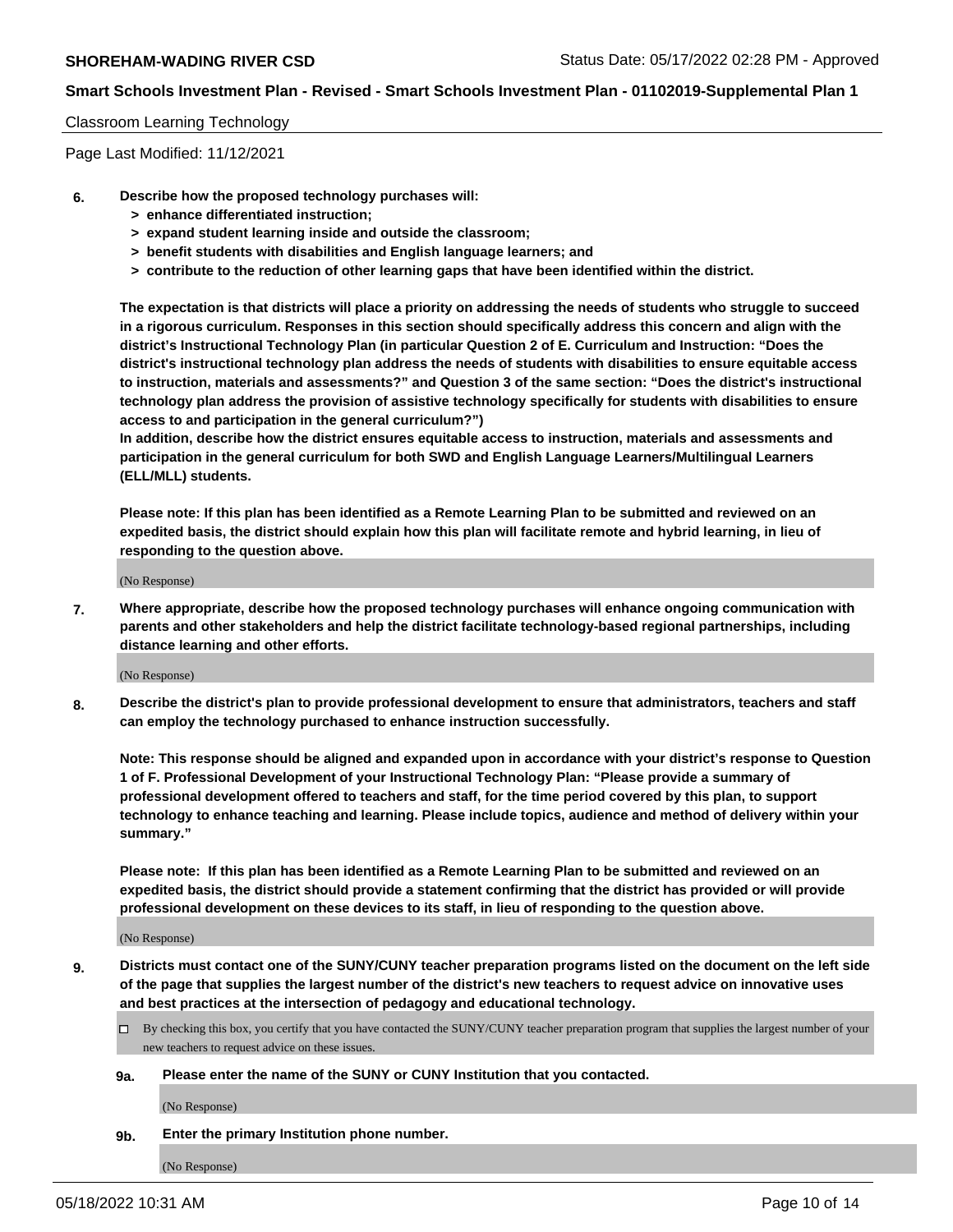Classroom Learning Technology

Page Last Modified: 11/12/2021

**6. Describe how the proposed technology purchases will:**

- **> enhance differentiated instruction;**
- **> expand student learning inside and outside the classroom;**
- **> benefit students with disabilities and English language learners; and**
- **> contribute to the reduction of other learning gaps that have been identified within the district.**

**The expectation is that districts will place a priority on addressing the needs of students who struggle to succeed in a rigorous curriculum. Responses in this section should specifically address this concern and align with the district's Instructional Technology Plan (in particular Question 2 of E. Curriculum and Instruction: "Does the district's instructional technology plan address the needs of students with disabilities to ensure equitable access to instruction, materials and assessments?" and Question 3 of the same section: "Does the district's instructional technology plan address the provision of assistive technology specifically for students with disabilities to ensure access to and participation in the general curriculum?")**

**In addition, describe how the district ensures equitable access to instruction, materials and assessments and participation in the general curriculum for both SWD and English Language Learners/Multilingual Learners (ELL/MLL) students.**

**Please note: If this plan has been identified as a Remote Learning Plan to be submitted and reviewed on an expedited basis, the district should explain how this plan will facilitate remote and hybrid learning, in lieu of responding to the question above.**

(No Response)

**7. Where appropriate, describe how the proposed technology purchases will enhance ongoing communication with parents and other stakeholders and help the district facilitate technology-based regional partnerships, including distance learning and other efforts.**

(No Response)

**8. Describe the district's plan to provide professional development to ensure that administrators, teachers and staff can employ the technology purchased to enhance instruction successfully.**

**Note: This response should be aligned and expanded upon in accordance with your district's response to Question 1 of F. Professional Development of your Instructional Technology Plan: "Please provide a summary of professional development offered to teachers and staff, for the time period covered by this plan, to support technology to enhance teaching and learning. Please include topics, audience and method of delivery within your summary."**

**Please note: If this plan has been identified as a Remote Learning Plan to be submitted and reviewed on an expedited basis, the district should provide a statement confirming that the district has provided or will provide professional development on these devices to its staff, in lieu of responding to the question above.**

(No Response)

**9. Districts must contact one of the SUNY/CUNY teacher preparation programs listed on the document on the left side of the page that supplies the largest number of the district's new teachers to request advice on innovative uses and best practices at the intersection of pedagogy and educational technology.**

☐ By checking this box, you certify that you have contacted the SUNY/CUNY teacher preparation program that supplies the largest number of your new teachers to request advice on these issues.

**9a. Please enter the name of the SUNY or CUNY Institution that you contacted.**

(No Response)

**9b. Enter the primary Institution phone number.**

(No Response)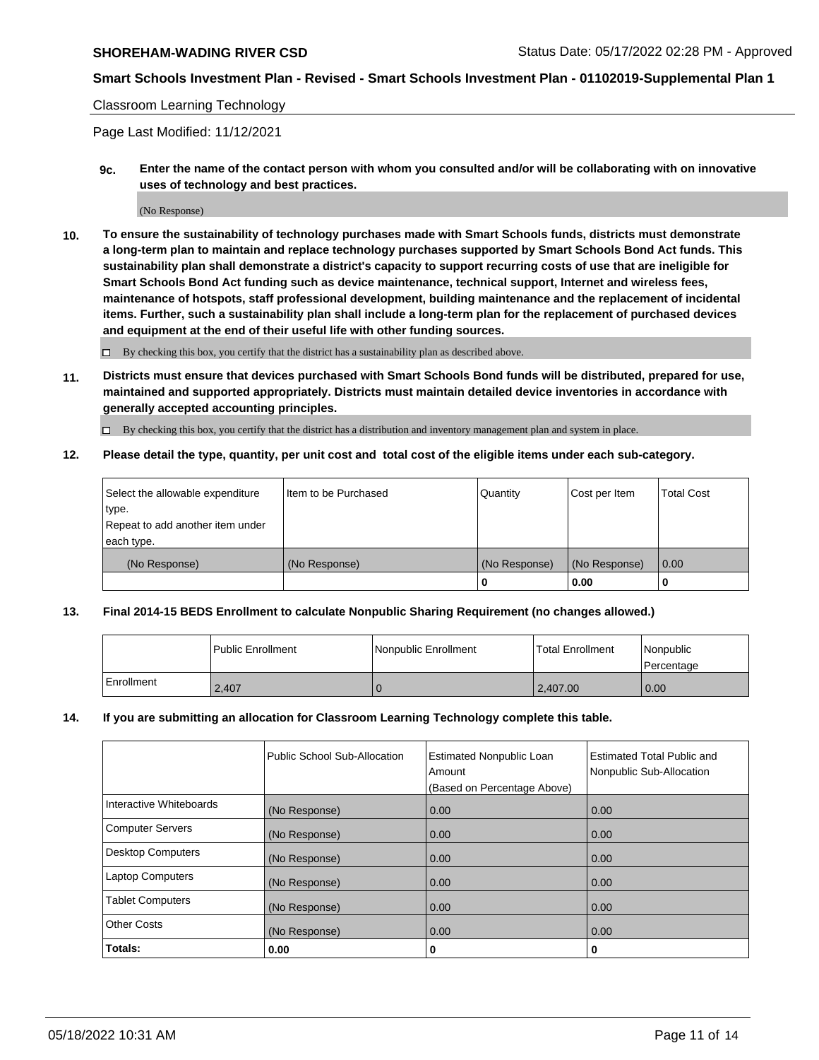Classroom Learning Technology

Page Last Modified: 11/12/2021

**9c. Enter the name of the contact person with whom you consulted and/or will be collaborating with on innovative uses of technology and best practices.**

(No Response)

**10. To ensure the sustainability of technology purchases made with Smart Schools funds, districts must demonstrate a long-term plan to maintain and replace technology purchases supported by Smart Schools Bond Act funds. This sustainability plan shall demonstrate a district's capacity to support recurring costs of use that are ineligible for Smart Schools Bond Act funding such as device maintenance, technical support, Internet and wireless fees, maintenance of hotspots, staff professional development, building maintenance and the replacement of incidental items. Further, such a sustainability plan shall include a long-term plan for the replacement of purchased devices and equipment at the end of their useful life with other funding sources.**

☐ By checking this box, you certify that the district has a sustainability plan as described above.

**11. Districts must ensure that devices purchased with Smart Schools Bond funds will be distributed, prepared for use, maintained and supported appropriately. Districts must maintain detailed device inventories in accordance with generally accepted accounting principles.**

☐ By checking this box, you certify that the district has a distribution and inventory management plan and system in place.

**12. Please detail the type, quantity, per unit cost and total cost of the eligible items under each sub-category.**

| Select the allowable expenditure type. Repeat to add another item under each type. | Item to be Purchased | Quantity | Cost per Item | Total Cost |
|---|---|---|---|---|
| (No Response) | (No Response) | (No Response) | (No Response) | 0.00 |
| | | **0** | **0.00** | **0** |

**13. Final 2014-15 BEDS Enrollment to calculate Nonpublic Sharing Requirement (no changes allowed.)**

| | Public Enrollment | Nonpublic Enrollment | Total Enrollment | Nonpublic Percentage |
|---|---|---|---|---|
| Enrollment | 2,407 | 0 | 2,407.00 | 0.00 |

**14. If you are submitting an allocation for Classroom Learning Technology complete this table.**

| | Public School Sub-Allocation | Estimated Nonpublic Loan Amount (Based on Percentage Above) | Estimated Total Public and Nonpublic Sub-Allocation |
|---|---|---|---|
| Interactive Whiteboards | (No Response) | 0.00 | 0.00 |
| Computer Servers | (No Response) | 0.00 | 0.00 |
| Desktop Computers | (No Response) | 0.00 | 0.00 |
| Laptop Computers | (No Response) | 0.00 | 0.00 |
| Tablet Computers | (No Response) | 0.00 | 0.00 |
| Other Costs | (No Response) | 0.00 | 0.00 |
| **Totals:** | **0.00** | **0** | **0** |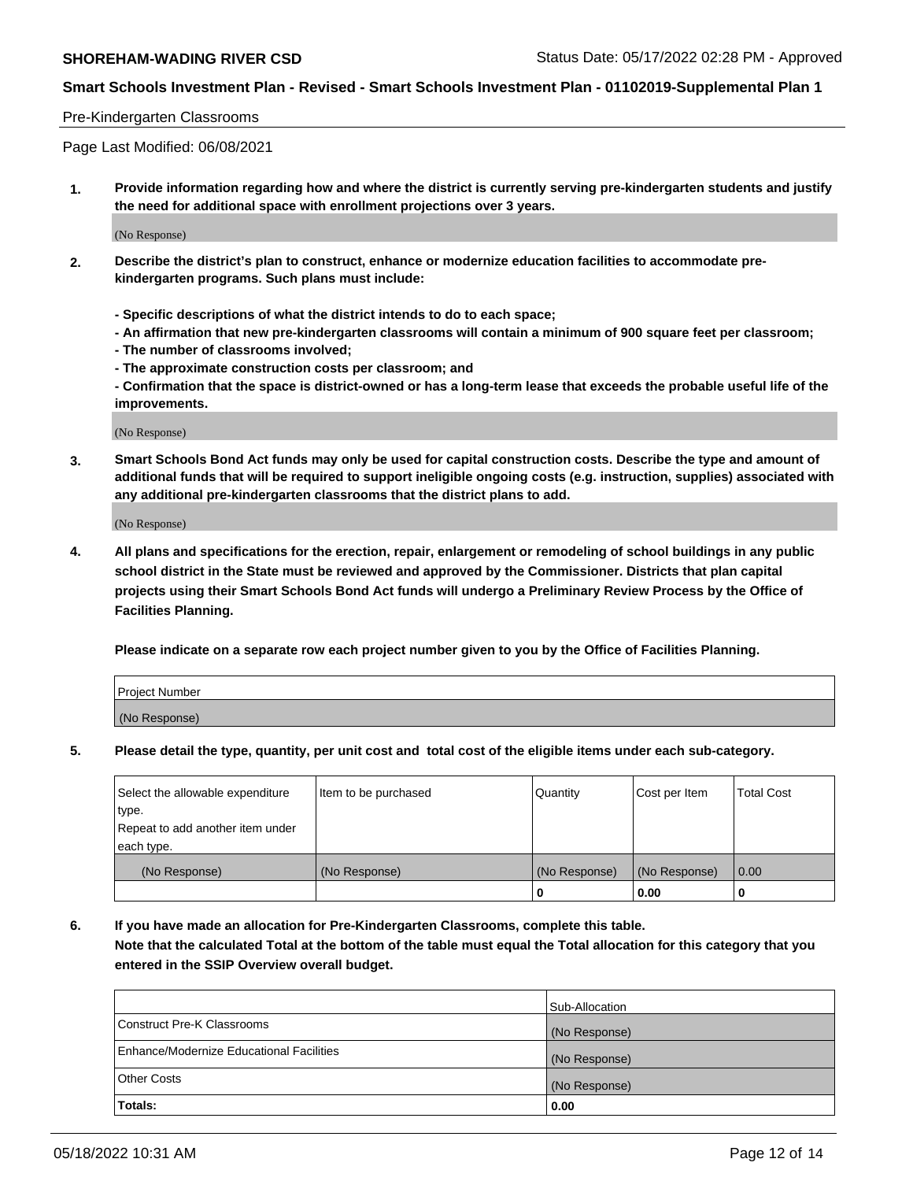Pre-Kindergarten Classrooms

Page Last Modified: 06/08/2021

**1. Provide information regarding how and where the district is currently serving pre-kindergarten students and justify the need for additional space with enrollment projections over 3 years.**

(No Response)

**2. Describe the district's plan to construct, enhance or modernize education facilities to accommodate pre-kindergarten programs. Such plans must include:**

**- Specific descriptions of what the district intends to do to each space;**
**- An affirmation that new pre-kindergarten classrooms will contain a minimum of 900 square feet per classroom;**
**- The number of classrooms involved;**
**- The approximate construction costs per classroom; and**
**- Confirmation that the space is district-owned or has a long-term lease that exceeds the probable useful life of the improvements.**

(No Response)

**3. Smart Schools Bond Act funds may only be used for capital construction costs. Describe the type and amount of additional funds that will be required to support ineligible ongoing costs (e.g. instruction, supplies) associated with any additional pre-kindergarten classrooms that the district plans to add.**

(No Response)

**4. All plans and specifications for the erection, repair, enlargement or remodeling of school buildings in any public school district in the State must be reviewed and approved by the Commissioner. Districts that plan capital projects using their Smart Schools Bond Act funds will undergo a Preliminary Review Process by the Office of Facilities Planning.**

**Please indicate on a separate row each project number given to you by the Office of Facilities Planning.**

| Project Number |
| --- |
| (No Response) |

**5. Please detail the type, quantity, per unit cost and total cost of the eligible items under each sub-category.**

| Select the allowable expenditure type. Repeat to add another item under each type. | Item to be purchased | Quantity | Cost per Item | Total Cost |
| --- | --- | --- | --- | --- |
| (No Response) | (No Response) | (No Response) | (No Response) | 0.00 |
| | | 0 | 0.00 | 0 |

**6. If you have made an allocation for Pre-Kindergarten Classrooms, complete this table.**
**Note that the calculated Total at the bottom of the table must equal the Total allocation for this category that you entered in the SSIP Overview overall budget.**

| | Sub-Allocation |
| --- | --- |
| Construct Pre-K Classrooms | (No Response) |
| Enhance/Modernize Educational Facilities | (No Response) |
| Other Costs | (No Response) |
| **Totals:** | **0.00** |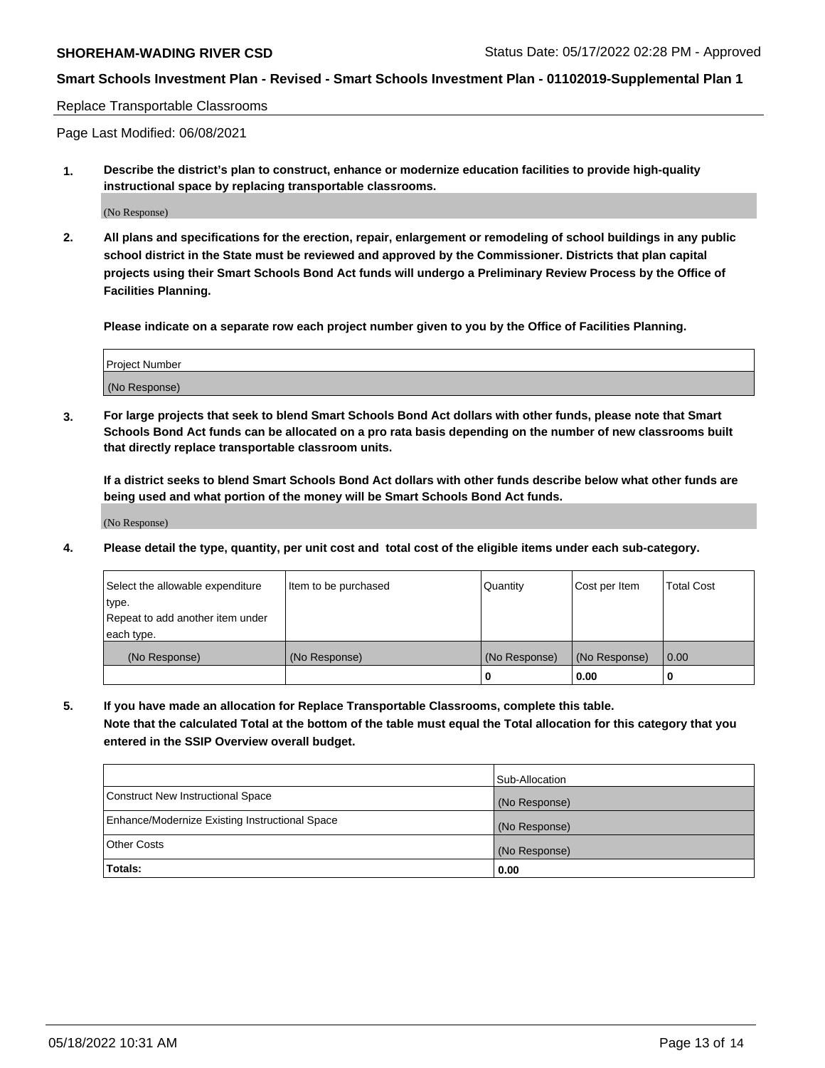Replace Transportable Classrooms

Page Last Modified: 06/08/2021

**1. Describe the district's plan to construct, enhance or modernize education facilities to provide high-quality instructional space by replacing transportable classrooms.**

(No Response)

**2. All plans and specifications for the erection, repair, enlargement or remodeling of school buildings in any public school district in the State must be reviewed and approved by the Commissioner. Districts that plan capital projects using their Smart Schools Bond Act funds will undergo a Preliminary Review Process by the Office of Facilities Planning.**

**Please indicate on a separate row each project number given to you by the Office of Facilities Planning.**

| Project Number |
|---|
| (No Response) |

**3. For large projects that seek to blend Smart Schools Bond Act dollars with other funds, please note that Smart Schools Bond Act funds can be allocated on a pro rata basis depending on the number of new classrooms built that directly replace transportable classroom units.**

**If a district seeks to blend Smart Schools Bond Act dollars with other funds describe below what other funds are being used and what portion of the money will be Smart Schools Bond Act funds.**

(No Response)

**4. Please detail the type, quantity, per unit cost and total cost of the eligible items under each sub-category.**

| Select the allowable expenditure type. Repeat to add another item under each type. | Item to be purchased | Quantity | Cost per Item | Total Cost |
|---|---|---|---|---|
| (No Response) | (No Response) | (No Response) | (No Response) | 0.00 |
| | | 0 | 0.00 | 0 |

**5. If you have made an allocation for Replace Transportable Classrooms, complete this table. Note that the calculated Total at the bottom of the table must equal the Total allocation for this category that you entered in the SSIP Overview overall budget.**

| | Sub-Allocation |
|---|---|
| Construct New Instructional Space | (No Response) |
| Enhance/Modernize Existing Instructional Space | (No Response) |
| Other Costs | (No Response) |
| **Totals:** | 0.00 |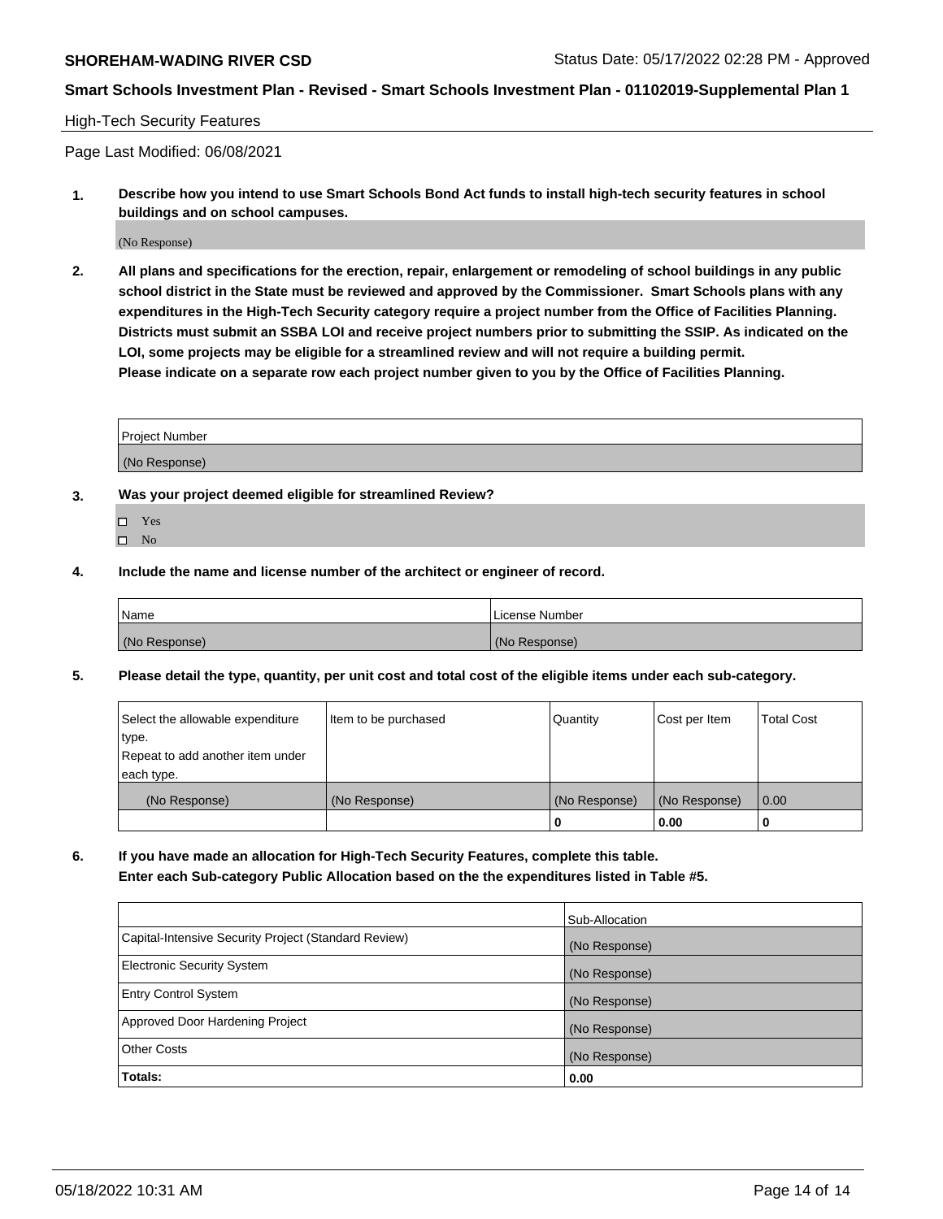## High-Tech Security Features

Page Last Modified: 06/08/2021

**1. Describe how you intend to use Smart Schools Bond Act funds to install high-tech security features in school buildings and on school campuses.**

(No Response)

**2. All plans and specifications for the erection, repair, enlargement or remodeling of school buildings in any public school district in the State must be reviewed and approved by the Commissioner. Smart Schools plans with any expenditures in the High-Tech Security category require a project number from the Office of Facilities Planning. Districts must submit an SSBA LOI and receive project numbers prior to submitting the SSIP. As indicated on the LOI, some projects may be eligible for a streamlined review and will not require a building permit. Please indicate on a separate row each project number given to you by the Office of Facilities Planning.**

| Project Number |
| --- |
| (No Response) |

**3. Was your project deemed eligible for streamlined Review?**

- ☐ Yes
- ☐ No

**4. Include the name and license number of the architect or engineer of record.**

| Name | License Number |
| --- | --- |
| (No Response) | (No Response) |

**5. Please detail the type, quantity, per unit cost and total cost of the eligible items under each sub-category.**

| Select the allowable expenditure type. Repeat to add another item under each type. | Item to be purchased | Quantity | Cost per Item | Total Cost |
| --- | --- | --- | --- | --- |
| (No Response) | (No Response) | (No Response) | (No Response) | 0.00 |
| | | 0 | 0.00 | 0 |

**6. If you have made an allocation for High-Tech Security Features, complete this table. Enter each Sub-category Public Allocation based on the the expenditures listed in Table #5.**

| | Sub-Allocation |
| --- | --- |
| Capital-Intensive Security Project (Standard Review) | (No Response) |
| Electronic Security System | (No Response) |
| Entry Control System | (No Response) |
| Approved Door Hardening Project | (No Response) |
| Other Costs | (No Response) |
| **Totals:** | **0.00** |